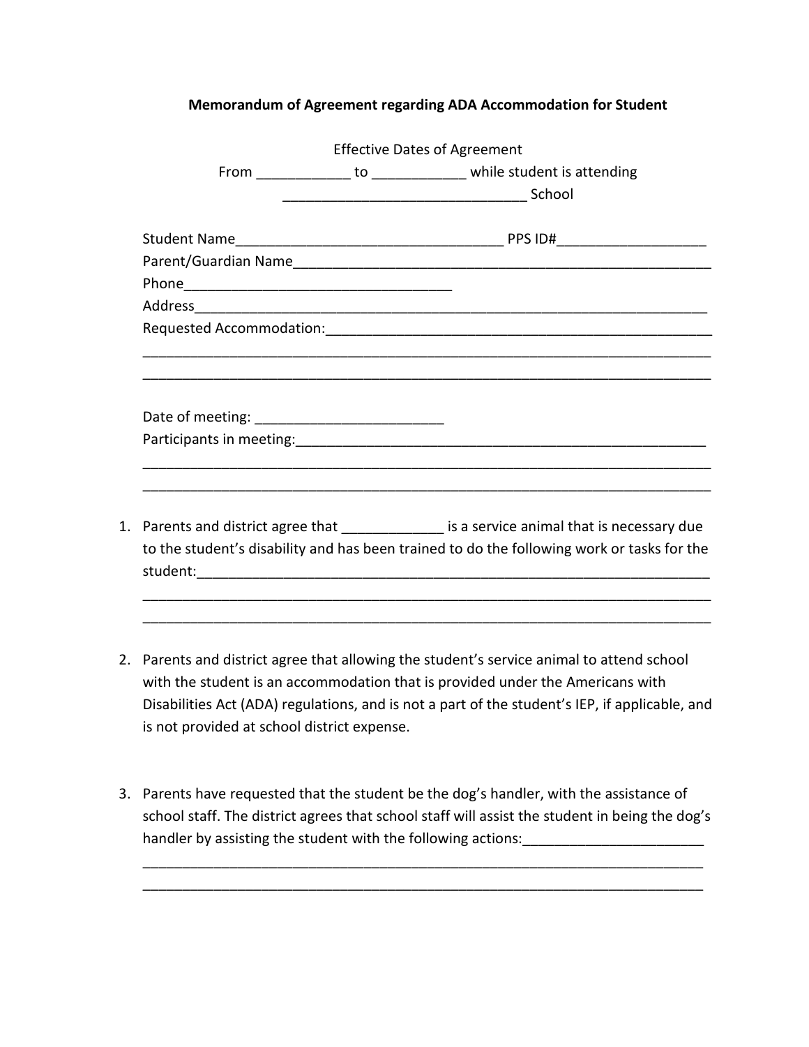**Memorandum of Agreement regarding ADA Accommodation for Student**

Effective Dates of Agreement

From ____________ to ____________ while student is attending

______________________________ School

Student Name_________________________________ PPS ID#__________________

Parent/Guardian Name___________________________________________________

Phone__________________________________

Address_________________________________________________________________

Requested Accommodation:_________________________________________________

_______________________________________________________________________

_______________________________________________________________________

Date of meeting: ________________________

Participants in meeting:____________________________________________________

_______________________________________________________________________

_______________________________________________________________________

1. Parents and district agree that _____________ is a service animal that is necessary due to the student's disability and has been trained to do the following work or tasks for the student:_________________________________________________________________
_______________________________________________________________________
_______________________________________________________________________

2. Parents and district agree that allowing the student's service animal to attend school with the student is an accommodation that is provided under the Americans with Disabilities Act (ADA) regulations, and is not a part of the student's IEP, if applicable, and is not provided at school district expense.

3. Parents have requested that the student be the dog's handler, with the assistance of school staff. The district agrees that school staff will assist the student in being the dog's handler by assisting the student with the following actions:______________________
_______________________________________________________________________
_______________________________________________________________________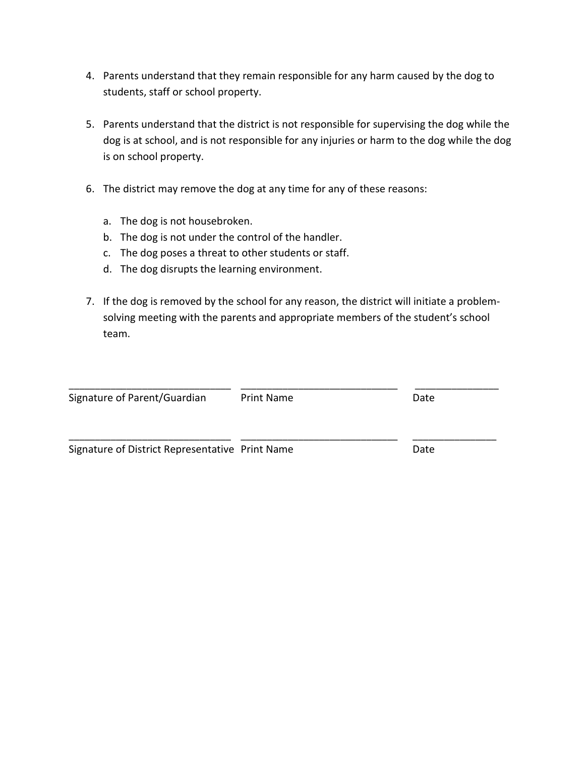4. Parents understand that they remain responsible for any harm caused by the dog to students, staff or school property.

5. Parents understand that the district is not responsible for supervising the dog while the dog is at school, and is not responsible for any injuries or harm to the dog while the dog is on school property.

6. The district may remove the dog at any time for any of these reasons:

   a. The dog is not housebroken.
   b. The dog is not under the control of the handler.
   c. The dog poses a threat to other students or staff.
   d. The dog disrupts the learning environment.

7. If the dog is removed by the school for any reason, the district will initiate a problem-solving meeting with the parents and appropriate members of the student's school team.

| | | |
|---|---|---|
| _____________________________ | ____________________________ | _______________ |
| Signature of Parent/Guardian | Print Name | Date |
| _____________________________ | ____________________________ | _______________ |
| Signature of District Representative | Print Name | Date |